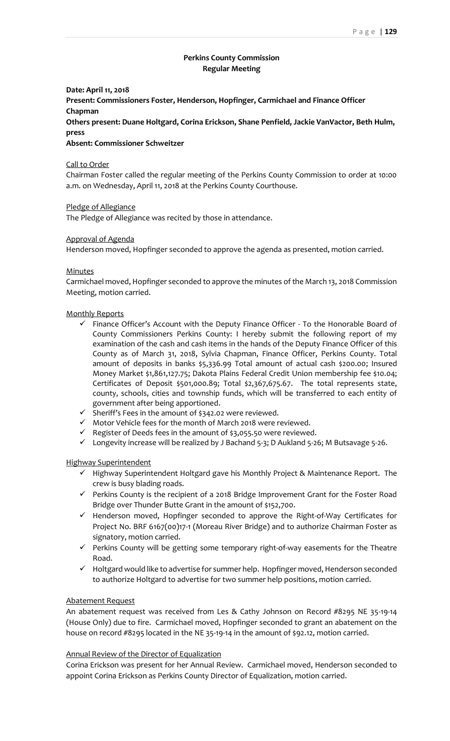## Perkins County Commission
### Regular Meeting

**Date: April 11, 2018**

**Present: Commissioners Foster, Henderson, Hopfinger, Carmichael and Finance Officer Chapman**

**Others present: Duane Holtgard, Corina Erickson, Shane Penfield, Jackie VanVactor, Beth Hulm, press**

**Absent: Commissioner Schweitzer**

Call to Order

Chairman Foster called the regular meeting of the Perkins County Commission to order at 10:00 a.m. on Wednesday, April 11, 2018 at the Perkins County Courthouse.

Pledge of Allegiance

The Pledge of Allegiance was recited by those in attendance.

Approval of Agenda

Henderson moved, Hopfinger seconded to approve the agenda as presented, motion carried.

Minutes

Carmichael moved, Hopfinger seconded to approve the minutes of the March 13, 2018 Commission Meeting, motion carried.

Monthly Reports

- ✓ Finance Officer's Account with the Deputy Finance Officer - To the Honorable Board of County Commissioners Perkins County: I hereby submit the following report of my examination of the cash and cash items in the hands of the Deputy Finance Officer of this County as of March 31, 2018, Sylvia Chapman, Finance Officer, Perkins County. Total amount of deposits in banks $5,336.99 Total amount of actual cash $200.00; Insured Money Market $1,861,127.75; Dakota Plains Federal Credit Union membership fee $10.04; Certificates of Deposit $501,000.89; Total $2,367,675.67. The total represents state, county, schools, cities and township funds, which will be transferred to each entity of government after being apportioned.
- ✓ Sheriff's Fees in the amount of $342.02 were reviewed.
- ✓ Motor Vehicle fees for the month of March 2018 were reviewed.
- ✓ Register of Deeds fees in the amount of $3,055.50 were reviewed.
- ✓ Longevity increase will be realized by J Bachand 5-3; D Aukland 5-26; M Butsavage 5-26.

Highway Superintendent

- ✓ Highway Superintendent Holtgard gave his Monthly Project & Maintenance Report. The crew is busy blading roads.
- ✓ Perkins County is the recipient of a 2018 Bridge Improvement Grant for the Foster Road Bridge over Thunder Butte Grant in the amount of $152,700.
- ✓ Henderson moved, Hopfinger seconded to approve the Right-of-Way Certificates for Project No. BRF 6167(00)17-1 (Moreau River Bridge) and to authorize Chairman Foster as signatory, motion carried.
- ✓ Perkins County will be getting some temporary right-of-way easements for the Theatre Road.
- ✓ Holtgard would like to advertise for summer help. Hopfinger moved, Henderson seconded to authorize Holtgard to advertise for two summer help positions, motion carried.

Abatement Request

An abatement request was received from Les & Cathy Johnson on Record #8295 NE 35-19-14 (House Only) due to fire. Carmichael moved, Hopfinger seconded to grant an abatement on the house on record #8295 located in the NE 35-19-14 in the amount of $92.12, motion carried.

Annual Review of the Director of Equalization

Corina Erickson was present for her Annual Review. Carmichael moved, Henderson seconded to appoint Corina Erickson as Perkins County Director of Equalization, motion carried.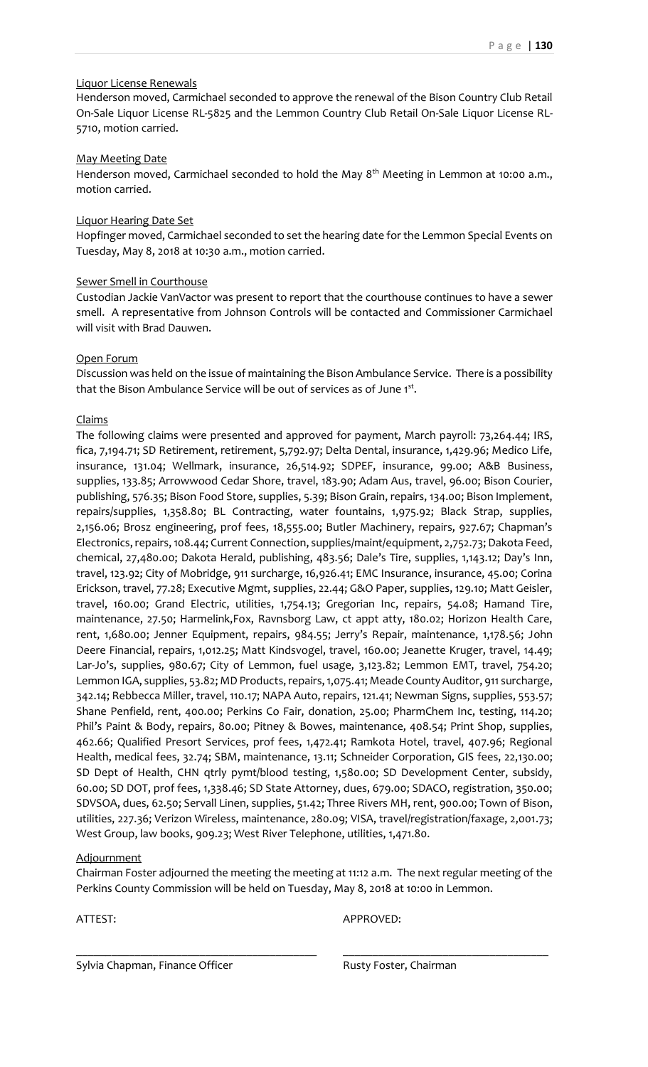Liquor License Renewals

Henderson moved, Carmichael seconded to approve the renewal of the Bison Country Club Retail On-Sale Liquor License RL-5825 and the Lemmon Country Club Retail On-Sale Liquor License RL-5710, motion carried.

May Meeting Date

Henderson moved, Carmichael seconded to hold the May 8th Meeting in Lemmon at 10:00 a.m., motion carried.

Liquor Hearing Date Set

Hopfinger moved, Carmichael seconded to set the hearing date for the Lemmon Special Events on Tuesday, May 8, 2018 at 10:30 a.m., motion carried.

Sewer Smell in Courthouse

Custodian Jackie VanVactor was present to report that the courthouse continues to have a sewer smell. A representative from Johnson Controls will be contacted and Commissioner Carmichael will visit with Brad Dauwen.

Open Forum

Discussion was held on the issue of maintaining the Bison Ambulance Service. There is a possibility that the Bison Ambulance Service will be out of services as of June 1st.

Claims

The following claims were presented and approved for payment, March payroll: 73,264.44; IRS, fica, 7,194.71; SD Retirement, retirement, 5,792.97; Delta Dental, insurance, 1,429.96; Medico Life, insurance, 131.04; Wellmark, insurance, 26,514.92; SDPEF, insurance, 99.00; A&B Business, supplies, 133.85; Arrowwood Cedar Shore, travel, 183.90; Adam Aus, travel, 96.00; Bison Courier, publishing, 576.35; Bison Food Store, supplies, 5.39; Bison Grain, repairs, 134.00; Bison Implement, repairs/supplies, 1,358.80; BL Contracting, water fountains, 1,975.92; Black Strap, supplies, 2,156.06; Brosz engineering, prof fees, 18,555.00; Butler Machinery, repairs, 927.67; Chapman's Electronics, repairs, 108.44; Current Connection, supplies/maint/equipment, 2,752.73; Dakota Feed, chemical, 27,480.00; Dakota Herald, publishing, 483.56; Dale's Tire, supplies, 1,143.12; Day's Inn, travel, 123.92; City of Mobridge, 911 surcharge, 16,926.41; EMC Insurance, insurance, 45.00; Corina Erickson, travel, 77.28; Executive Mgmt, supplies, 22.44; G&O Paper, supplies, 129.10; Matt Geisler, travel, 160.00; Grand Electric, utilities, 1,754.13; Gregorian Inc, repairs, 54.08; Hamand Tire, maintenance, 27.50; Harmelink,Fox, Ravnsborg Law, ct appt atty, 180.02; Horizon Health Care, rent, 1,680.00; Jenner Equipment, repairs, 984.55; Jerry's Repair, maintenance, 1,178.56; John Deere Financial, repairs, 1,012.25; Matt Kindsvogel, travel, 160.00; Jeanette Kruger, travel, 14.49; Lar-Jo's, supplies, 980.67; City of Lemmon, fuel usage, 3,123.82; Lemmon EMT, travel, 754.20; Lemmon IGA, supplies, 53.82; MD Products, repairs, 1,075.41; Meade County Auditor, 911 surcharge, 342.14; Rebbecca Miller, travel, 110.17; NAPA Auto, repairs, 121.41; Newman Signs, supplies, 553.57; Shane Penfield, rent, 400.00; Perkins Co Fair, donation, 25.00; PharmChem Inc, testing, 114.20; Phil's Paint & Body, repairs, 80.00; Pitney & Bowes, maintenance, 408.54; Print Shop, supplies, 462.66; Qualified Presort Services, prof fees, 1,472.41; Ramkota Hotel, travel, 407.96; Regional Health, medical fees, 32.74; SBM, maintenance, 13.11; Schneider Corporation, GIS fees, 22,130.00; SD Dept of Health, CHN qtrly pymt/blood testing, 1,580.00; SD Development Center, subsidy, 60.00; SD DOT, prof fees, 1,338.46; SD State Attorney, dues, 679.00; SDACO, registration, 350.00; SDVSOA, dues, 62.50; Servall Linen, supplies, 51.42; Three Rivers MH, rent, 900.00; Town of Bison, utilities, 227.36; Verizon Wireless, maintenance, 280.09; VISA, travel/registration/faxage, 2,001.73; West Group, law books, 909.23; West River Telephone, utilities, 1,471.80.

Adjournment

Chairman Foster adjourned the meeting the meeting at 11:12 a.m. The next regular meeting of the Perkins County Commission will be held on Tuesday, May 8, 2018 at 10:00 in Lemmon.

ATTEST: APPROVED:

\_\_\_\_\_\_\_\_\_\_\_\_\_\_\_\_\_\_\_\_\_\_\_\_\_\_\_\_\_\_\_\_ \_\_\_\_\_\_\_\_\_\_\_\_\_\_\_\_\_\_\_\_\_\_\_\_\_\_\_\_\_\_\_\_

Sylvia Chapman, Finance Officer Rusty Foster, Chairman